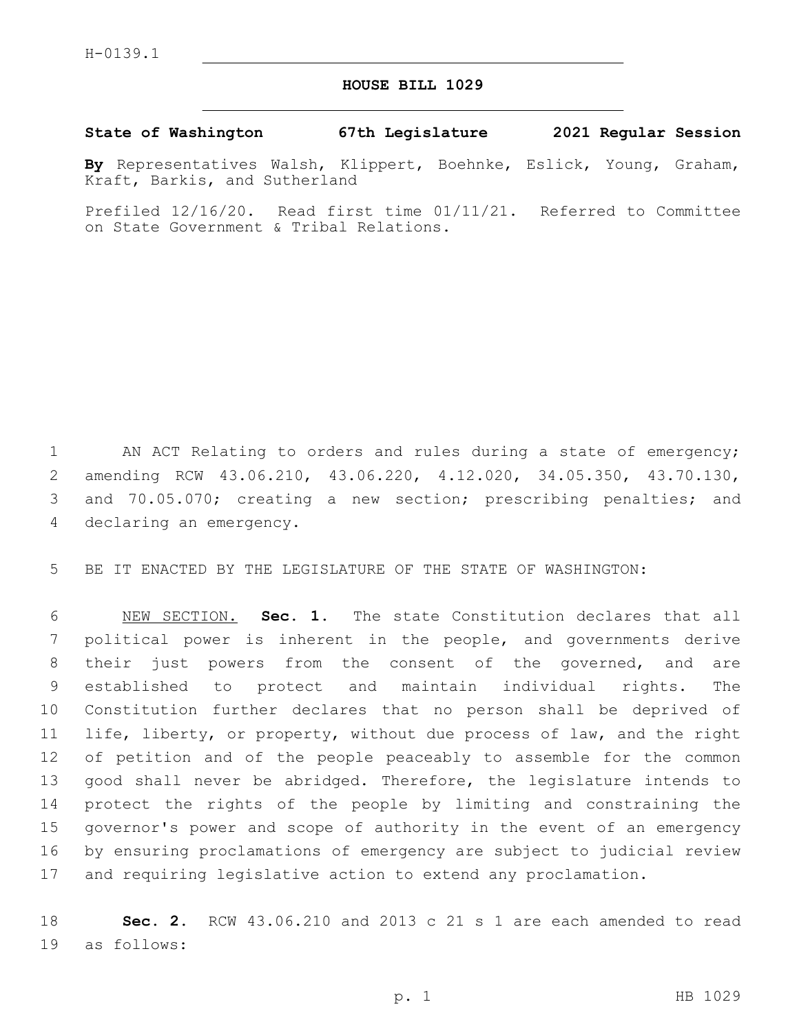H-0139.1

# HOUSE BILL 1029

**State of Washington 67th Legislature 2021 Regular Session**

**By** Representatives Walsh, Klippert, Boehnke, Eslick, Young, Graham, Kraft, Barkis, and Sutherland

Prefiled 12/16/20. Read first time 01/11/21. Referred to Committee on State Government & Tribal Relations.

AN ACT Relating to orders and rules during a state of emergency; amending RCW 43.06.210, 43.06.220, 4.12.020, 34.05.350, 43.70.130, and 70.05.070; creating a new section; prescribing penalties; and declaring an emergency.

BE IT ENACTED BY THE LEGISLATURE OF THE STATE OF WASHINGTON:

NEW SECTION. **Sec. 1.** The state Constitution declares that all political power is inherent in the people, and governments derive their just powers from the consent of the governed, and are established to protect and maintain individual rights. The Constitution further declares that no person shall be deprived of life, liberty, or property, without due process of law, and the right of petition and of the people peaceably to assemble for the common good shall never be abridged. Therefore, the legislature intends to protect the rights of the people by limiting and constraining the governor's power and scope of authority in the event of an emergency by ensuring proclamations of emergency are subject to judicial review and requiring legislative action to extend any proclamation.

**Sec. 2.** RCW 43.06.210 and 2013 c 21 s 1 are each amended to read as follows: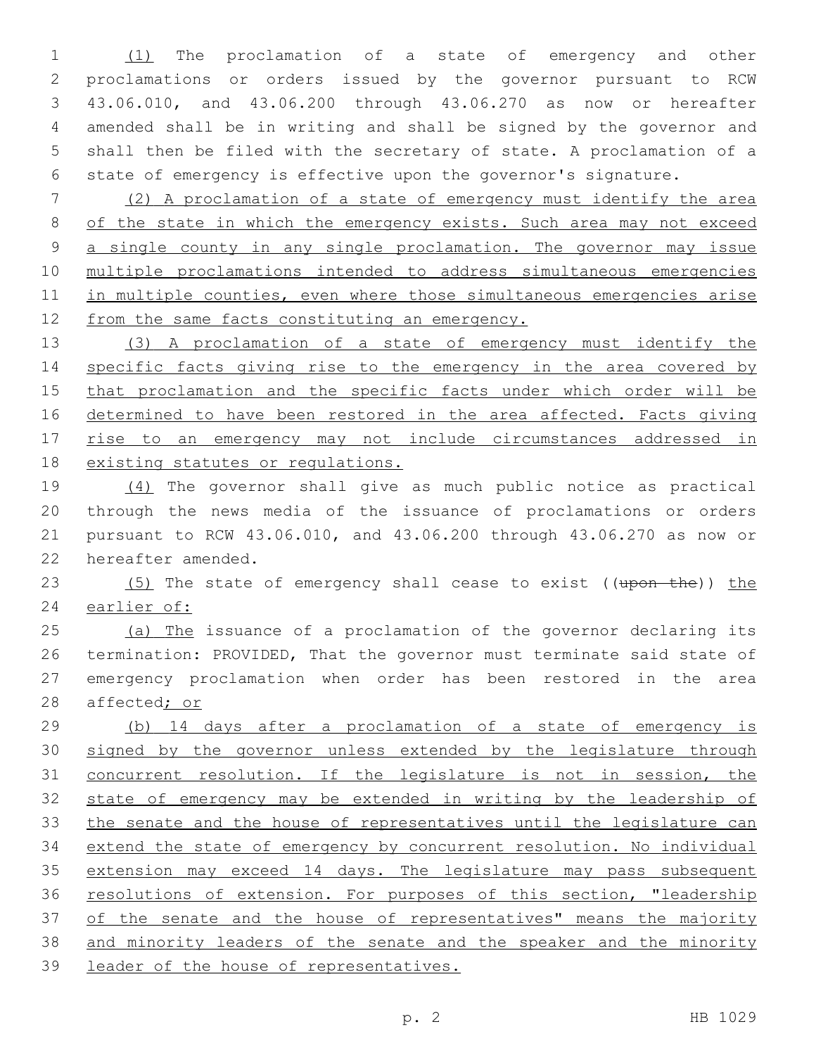(1) The proclamation of a state of emergency and other proclamations or orders issued by the governor pursuant to RCW 43.06.010, and 43.06.200 through 43.06.270 as now or hereafter amended shall be in writing and shall be signed by the governor and shall then be filed with the secretary of state. A proclamation of a state of emergency is effective upon the governor's signature.

(2) A proclamation of a state of emergency must identify the area of the state in which the emergency exists. Such area may not exceed a single county in any single proclamation. The governor may issue multiple proclamations intended to address simultaneous emergencies in multiple counties, even where those simultaneous emergencies arise from the same facts constituting an emergency.

(3) A proclamation of a state of emergency must identify the specific facts giving rise to the emergency in the area covered by that proclamation and the specific facts under which order will be determined to have been restored in the area affected. Facts giving rise to an emergency may not include circumstances addressed in existing statutes or regulations.

(4) The governor shall give as much public notice as practical through the news media of the issuance of proclamations or orders pursuant to RCW 43.06.010, and 43.06.200 through 43.06.270 as now or hereafter amended.

(5) The state of emergency shall cease to exist ((~~upon the~~)) the earlier of:

(a) The issuance of a proclamation of the governor declaring its termination: PROVIDED, That the governor must terminate said state of emergency proclamation when order has been restored in the area affected; or

(b) 14 days after a proclamation of a state of emergency is signed by the governor unless extended by the legislature through concurrent resolution. If the legislature is not in session, the state of emergency may be extended in writing by the leadership of the senate and the house of representatives until the legislature can extend the state of emergency by concurrent resolution. No individual extension may exceed 14 days. The legislature may pass subsequent resolutions of extension. For purposes of this section, "leadership of the senate and the house of representatives" means the majority and minority leaders of the senate and the speaker and the minority leader of the house of representatives.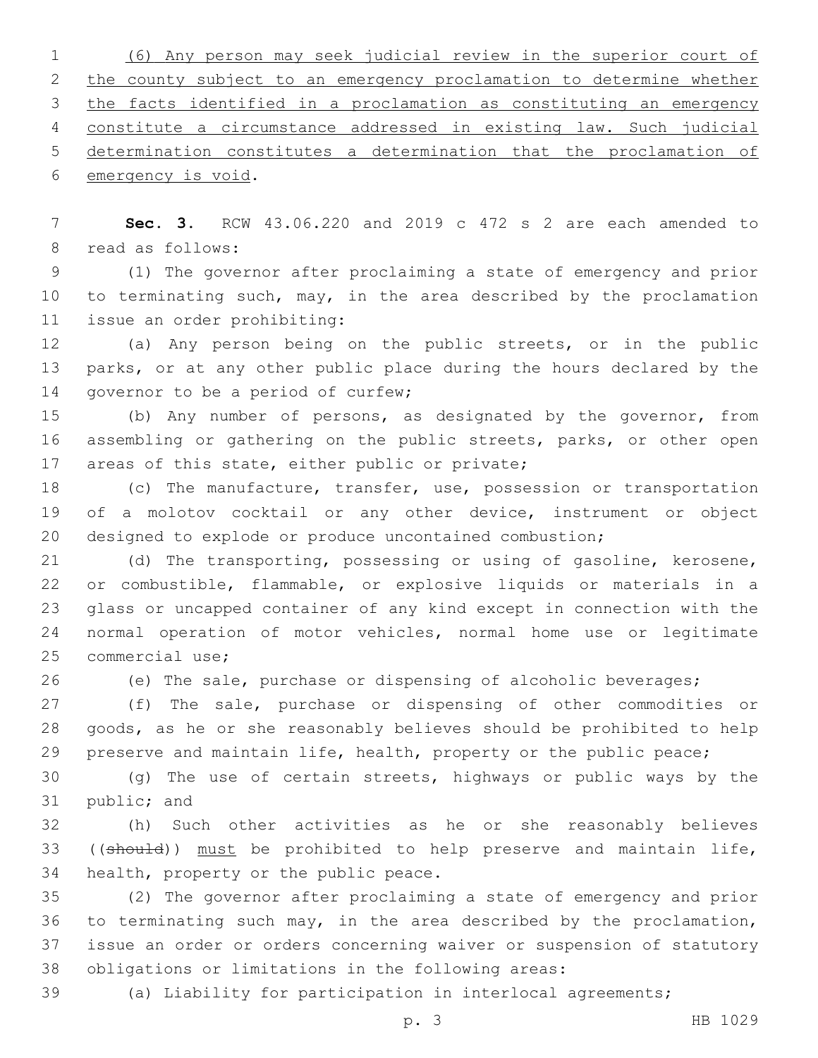(6) Any person may seek judicial review in the superior court of the county subject to an emergency proclamation to determine whether the facts identified in a proclamation as constituting an emergency constitute a circumstance addressed in existing law. Such judicial determination constitutes a determination that the proclamation of emergency is void.

**Sec. 3.** RCW 43.06.220 and 2019 c 472 s 2 are each amended to read as follows:

(1) The governor after proclaiming a state of emergency and prior to terminating such, may, in the area described by the proclamation issue an order prohibiting:

(a) Any person being on the public streets, or in the public parks, or at any other public place during the hours declared by the governor to be a period of curfew;

(b) Any number of persons, as designated by the governor, from assembling or gathering on the public streets, parks, or other open areas of this state, either public or private;

(c) The manufacture, transfer, use, possession or transportation of a molotov cocktail or any other device, instrument or object designed to explode or produce uncontained combustion;

(d) The transporting, possessing or using of gasoline, kerosene, or combustible, flammable, or explosive liquids or materials in a glass or uncapped container of any kind except in connection with the normal operation of motor vehicles, normal home use or legitimate commercial use;

(e) The sale, purchase or dispensing of alcoholic beverages;

(f) The sale, purchase or dispensing of other commodities or goods, as he or she reasonably believes should be prohibited to help preserve and maintain life, health, property or the public peace;

(g) The use of certain streets, highways or public ways by the public; and

(h) Such other activities as he or she reasonably believes ((~~should~~)) must be prohibited to help preserve and maintain life, health, property or the public peace.

(2) The governor after proclaiming a state of emergency and prior to terminating such may, in the area described by the proclamation, issue an order or orders concerning waiver or suspension of statutory obligations or limitations in the following areas:

(a) Liability for participation in interlocal agreements;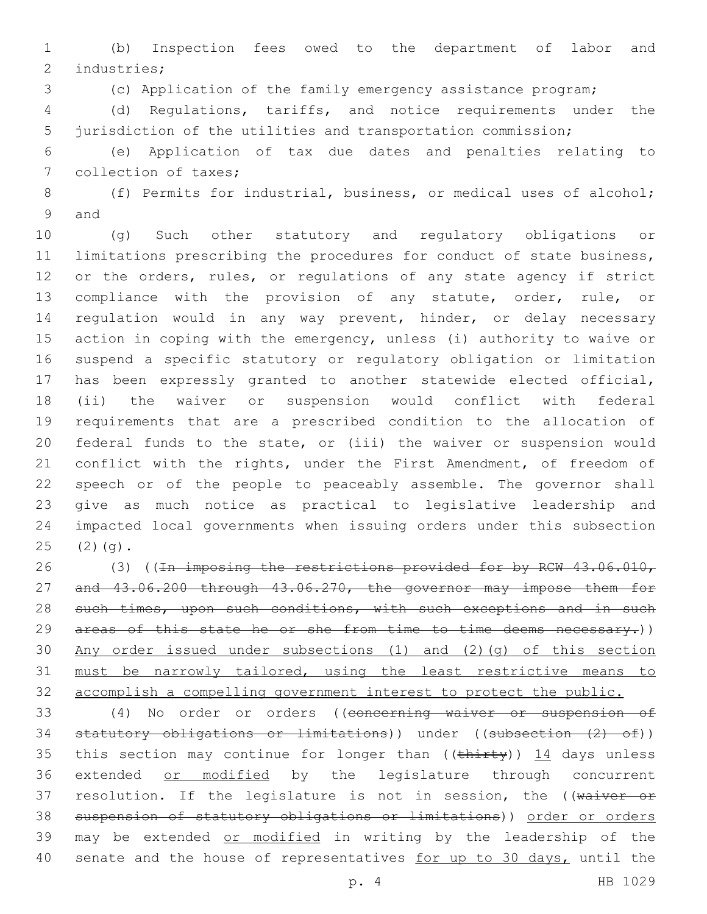(b) Inspection fees owed to the department of labor and industries;

(c) Application of the family emergency assistance program;

(d) Regulations, tariffs, and notice requirements under the jurisdiction of the utilities and transportation commission;

(e) Application of tax due dates and penalties relating to collection of taxes;

(f) Permits for industrial, business, or medical uses of alcohol; and

(g) Such other statutory and regulatory obligations or limitations prescribing the procedures for conduct of state business, or the orders, rules, or regulations of any state agency if strict compliance with the provision of any statute, order, rule, or regulation would in any way prevent, hinder, or delay necessary action in coping with the emergency, unless (i) authority to waive or suspend a specific statutory or regulatory obligation or limitation has been expressly granted to another statewide elected official, (ii) the waiver or suspension would conflict with federal requirements that are a prescribed condition to the allocation of federal funds to the state, or (iii) the waiver or suspension would conflict with the rights, under the First Amendment, of freedom of speech or of the people to peaceably assemble. The governor shall give as much notice as practical to legislative leadership and impacted local governments when issuing orders under this subsection (2)(g).

(3) ((~~In imposing the restrictions provided for by RCW 43.06.010, and 43.06.200 through 43.06.270, the governor may impose them for such times, upon such conditions, with such exceptions and in such areas of this state he or she from time to time deems necessary.~~)) <u>Any order issued under subsections (1) and (2)(g) of this section must be narrowly tailored, using the least restrictive means to accomplish a compelling government interest to protect the public.</u>

(4) No order or orders ((~~concerning waiver or suspension of statutory obligations or limitations~~)) under ((~~subsection (2) of~~)) this section may continue for longer than ((~~thirty~~)) <u>14</u> days unless extended <u>or modified</u> by the legislature through concurrent resolution. If the legislature is not in session, the ((~~waiver or suspension of statutory obligations or limitations~~)) <u>order or orders</u> may be extended <u>or modified</u> in writing by the leadership of the senate and the house of representatives <u>for up to 30 days,</u> until the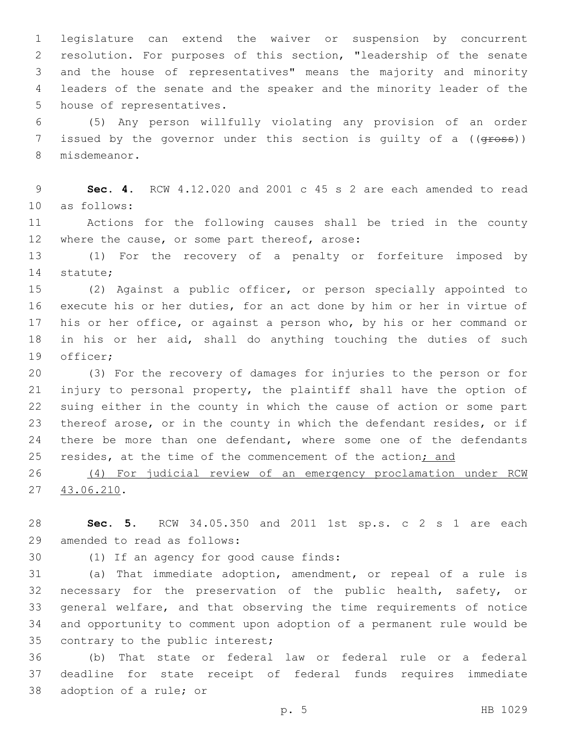legislature can extend the waiver or suspension by concurrent resolution. For purposes of this section, "leadership of the senate and the house of representatives" means the majority and minority leaders of the senate and the speaker and the minority leader of the house of representatives.

(5) Any person willfully violating any provision of an order issued by the governor under this section is guilty of a ((~~gross~~)) misdemeanor.

**Sec. 4.** RCW 4.12.020 and 2001 c 45 s 2 are each amended to read as follows:

Actions for the following causes shall be tried in the county where the cause, or some part thereof, arose:

(1) For the recovery of a penalty or forfeiture imposed by statute;

(2) Against a public officer, or person specially appointed to execute his or her duties, for an act done by him or her in virtue of his or her office, or against a person who, by his or her command or in his or her aid, shall do anything touching the duties of such officer;

(3) For the recovery of damages for injuries to the person or for injury to personal property, the plaintiff shall have the option of suing either in the county in which the cause of action or some part thereof arose, or in the county in which the defendant resides, or if there be more than one defendant, where some one of the defendants resides, at the time of the commencement of the action<u>; and</u>

<u>(4) For judicial review of an emergency proclamation under RCW 43.06.210</u>.

**Sec. 5.** RCW 34.05.350 and 2011 1st sp.s. c 2 s 1 are each amended to read as follows:

(1) If an agency for good cause finds:

(a) That immediate adoption, amendment, or repeal of a rule is necessary for the preservation of the public health, safety, or general welfare, and that observing the time requirements of notice and opportunity to comment upon adoption of a permanent rule would be contrary to the public interest;

(b) That state or federal law or federal rule or a federal deadline for state receipt of federal funds requires immediate adoption of a rule; or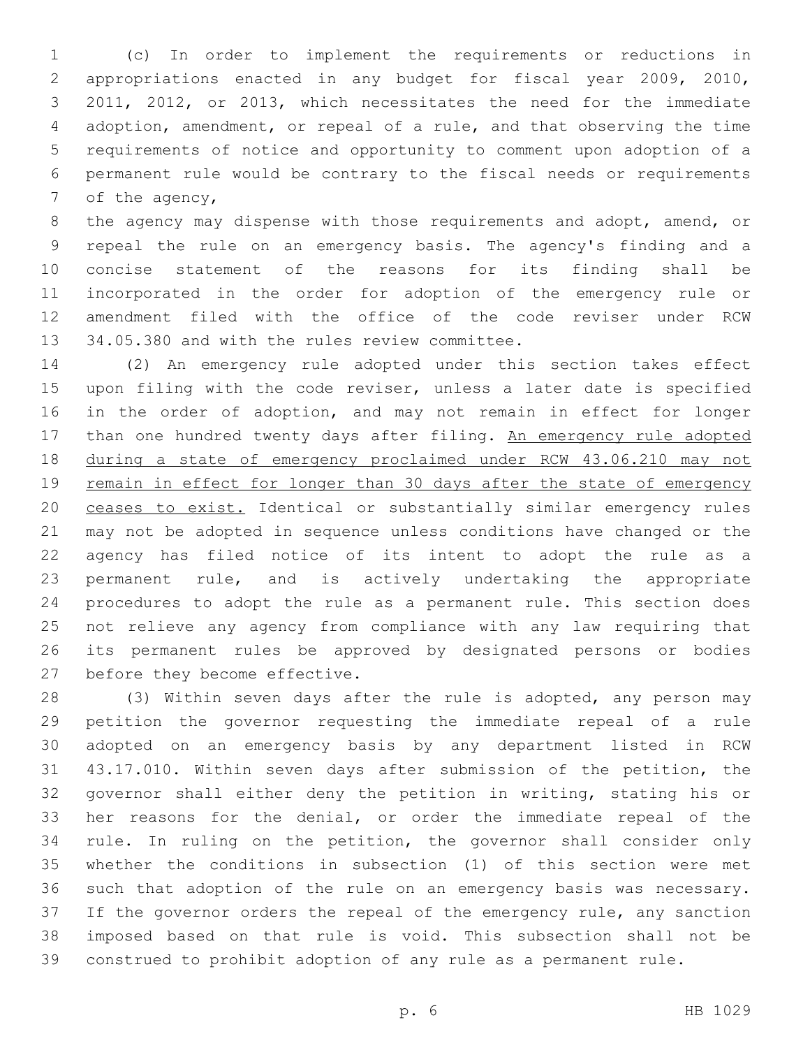(c) In order to implement the requirements or reductions in appropriations enacted in any budget for fiscal year 2009, 2010, 2011, 2012, or 2013, which necessitates the need for the immediate adoption, amendment, or repeal of a rule, and that observing the time requirements of notice and opportunity to comment upon adoption of a permanent rule would be contrary to the fiscal needs or requirements of the agency,

the agency may dispense with those requirements and adopt, amend, or repeal the rule on an emergency basis. The agency's finding and a concise statement of the reasons for its finding shall be incorporated in the order for adoption of the emergency rule or amendment filed with the office of the code reviser under RCW 34.05.380 and with the rules review committee.

(2) An emergency rule adopted under this section takes effect upon filing with the code reviser, unless a later date is specified in the order of adoption, and may not remain in effect for longer than one hundred twenty days after filing. An emergency rule adopted during a state of emergency proclaimed under RCW 43.06.210 may not remain in effect for longer than 30 days after the state of emergency ceases to exist. Identical or substantially similar emergency rules may not be adopted in sequence unless conditions have changed or the agency has filed notice of its intent to adopt the rule as a permanent rule, and is actively undertaking the appropriate procedures to adopt the rule as a permanent rule. This section does not relieve any agency from compliance with any law requiring that its permanent rules be approved by designated persons or bodies before they become effective.

(3) Within seven days after the rule is adopted, any person may petition the governor requesting the immediate repeal of a rule adopted on an emergency basis by any department listed in RCW 43.17.010. Within seven days after submission of the petition, the governor shall either deny the petition in writing, stating his or her reasons for the denial, or order the immediate repeal of the rule. In ruling on the petition, the governor shall consider only whether the conditions in subsection (1) of this section were met such that adoption of the rule on an emergency basis was necessary. If the governor orders the repeal of the emergency rule, any sanction imposed based on that rule is void. This subsection shall not be construed to prohibit adoption of any rule as a permanent rule.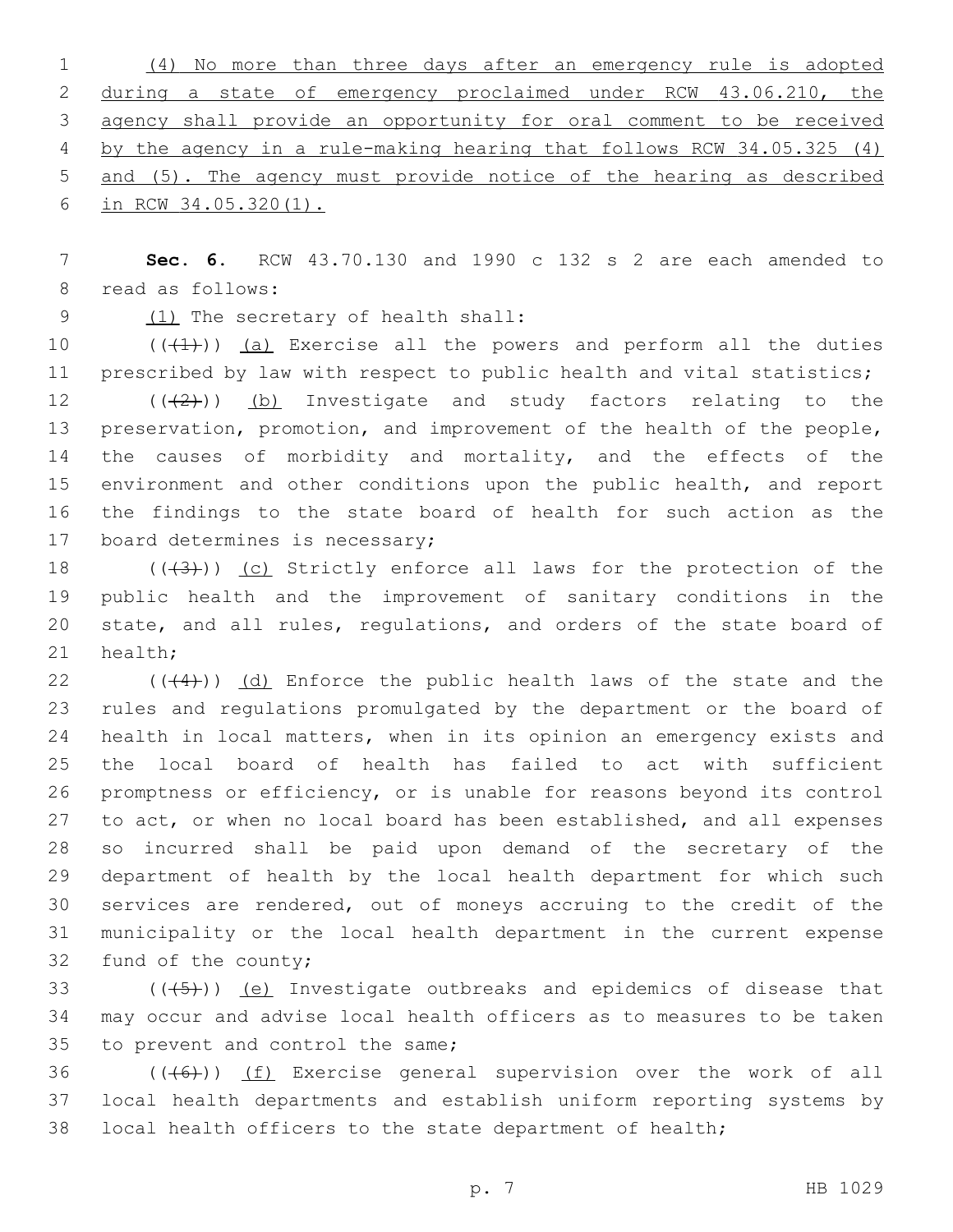(4) No more than three days after an emergency rule is adopted during a state of emergency proclaimed under RCW 43.06.210, the agency shall provide an opportunity for oral comment to be received by the agency in a rule-making hearing that follows RCW 34.05.325 (4) and (5). The agency must provide notice of the hearing as described in RCW 34.05.320(1).

**Sec. 6.** RCW 43.70.130 and 1990 c 132 s 2 are each amended to read as follows:

(1) The secretary of health shall:

~~((~~(1)~~))~~ (a) Exercise all the powers and perform all the duties prescribed by law with respect to public health and vital statistics;

~~((~~(2)~~))~~ (b) Investigate and study factors relating to the preservation, promotion, and improvement of the health of the people, the causes of morbidity and mortality, and the effects of the environment and other conditions upon the public health, and report the findings to the state board of health for such action as the board determines is necessary;

~~((~~(3)~~))~~ (c) Strictly enforce all laws for the protection of the public health and the improvement of sanitary conditions in the state, and all rules, regulations, and orders of the state board of health;

~~((~~(4)~~))~~ (d) Enforce the public health laws of the state and the rules and regulations promulgated by the department or the board of health in local matters, when in its opinion an emergency exists and the local board of health has failed to act with sufficient promptness or efficiency, or is unable for reasons beyond its control to act, or when no local board has been established, and all expenses so incurred shall be paid upon demand of the secretary of the department of health by the local health department for which such services are rendered, out of moneys accruing to the credit of the municipality or the local health department in the current expense fund of the county;

~~((~~(5)~~))~~ (e) Investigate outbreaks and epidemics of disease that may occur and advise local health officers as to measures to be taken to prevent and control the same;

~~((~~(6)~~))~~ (f) Exercise general supervision over the work of all local health departments and establish uniform reporting systems by local health officers to the state department of health;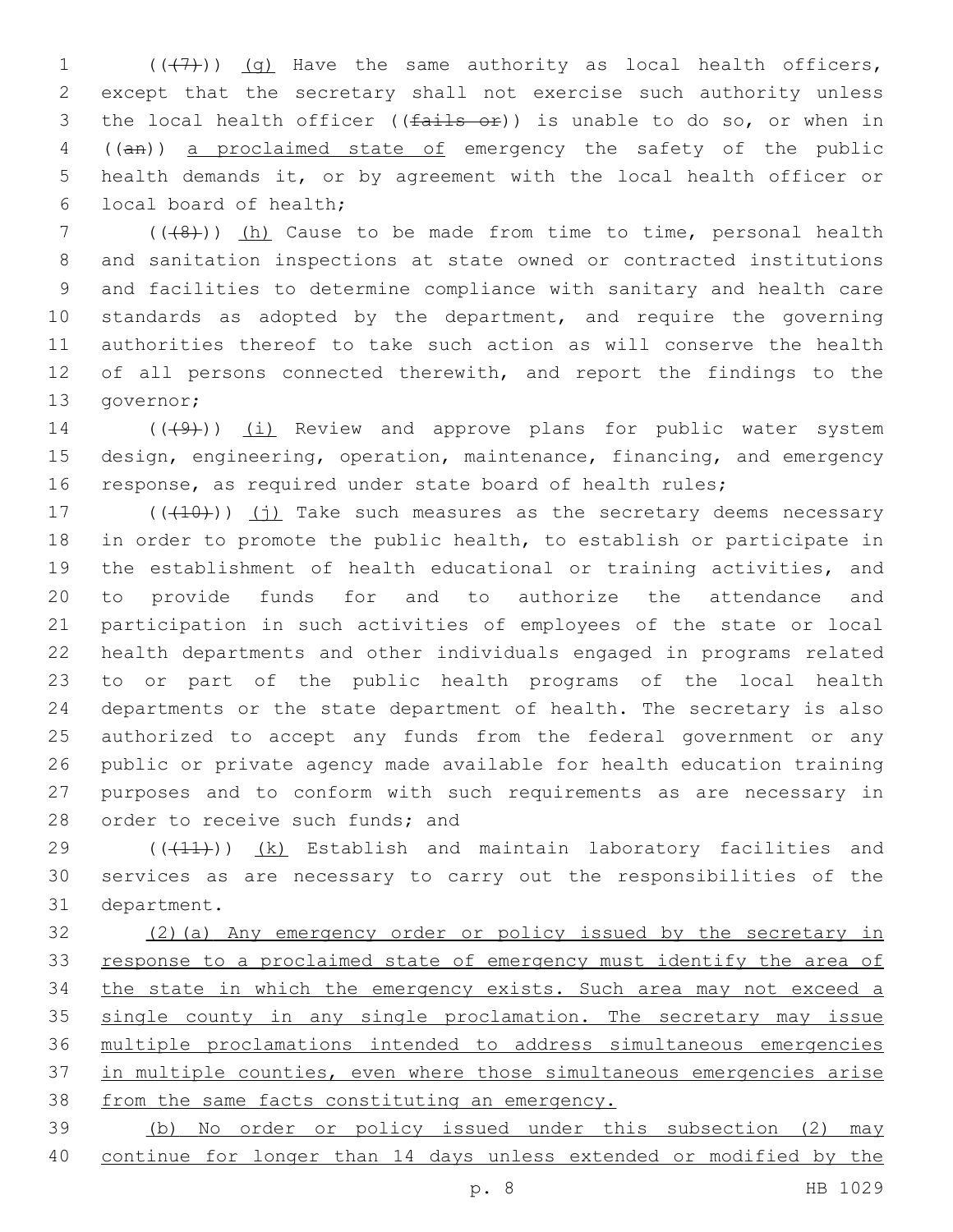((~~(7)~~)) <u>(g)</u> Have the same authority as local health officers, except that the secretary shall not exercise such authority unless the local health officer ((~~fails or~~)) is unable to do so, or when in ((~~an~~)) <u>a proclaimed state of</u> emergency the safety of the public health demands it, or by agreement with the local health officer or local board of health;

((~~(8)~~)) <u>(h)</u> Cause to be made from time to time, personal health and sanitation inspections at state owned or contracted institutions and facilities to determine compliance with sanitary and health care standards as adopted by the department, and require the governing authorities thereof to take such action as will conserve the health of all persons connected therewith, and report the findings to the governor;

((~~(9)~~)) <u>(i)</u> Review and approve plans for public water system design, engineering, operation, maintenance, financing, and emergency response, as required under state board of health rules;

((~~(10)~~)) <u>(j)</u> Take such measures as the secretary deems necessary in order to promote the public health, to establish or participate in the establishment of health educational or training activities, and to provide funds for and to authorize the attendance and participation in such activities of employees of the state or local health departments and other individuals engaged in programs related to or part of the public health programs of the local health departments or the state department of health. The secretary is also authorized to accept any funds from the federal government or any public or private agency made available for health education training purposes and to conform with such requirements as are necessary in order to receive such funds; and

((~~(11)~~)) <u>(k)</u> Establish and maintain laboratory facilities and services as are necessary to carry out the responsibilities of the department.

<u>(2)(a) Any emergency order or policy issued by the secretary in response to a proclaimed state of emergency must identify the area of the state in which the emergency exists. Such area may not exceed a single county in any single proclamation. The secretary may issue multiple proclamations intended to address simultaneous emergencies in multiple counties, even where those simultaneous emergencies arise from the same facts constituting an emergency.</u>

<u>(b) No order or policy issued under this subsection (2) may continue for longer than 14 days unless extended or modified by the</u>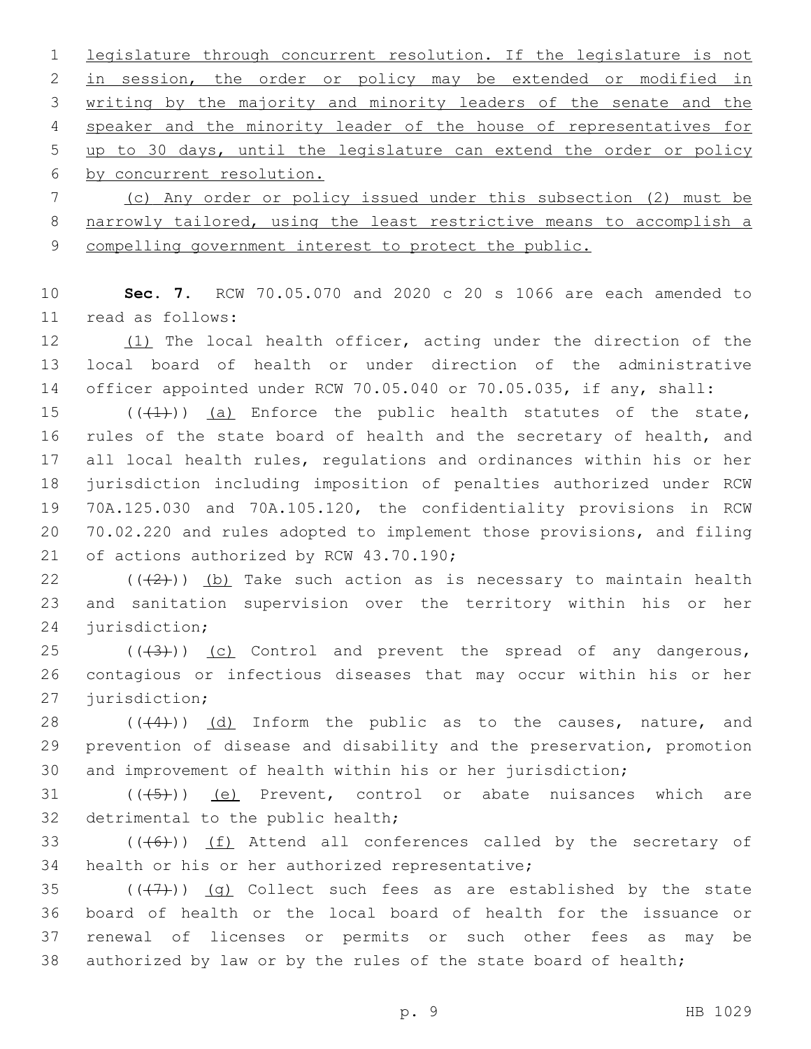legislature through concurrent resolution. If the legislature is not in session, the order or policy may be extended or modified in writing by the majority and minority leaders of the senate and the speaker and the minority leader of the house of representatives for up to 30 days, until the legislature can extend the order or policy by concurrent resolution.

(c) Any order or policy issued under this subsection (2) must be narrowly tailored, using the least restrictive means to accomplish a compelling government interest to protect the public.

**Sec. 7.** RCW 70.05.070 and 2020 c 20 s 1066 are each amended to read as follows:

(1) The local health officer, acting under the direction of the local board of health or under direction of the administrative officer appointed under RCW 70.05.040 or 70.05.035, if any, shall:

(((1))) (a) Enforce the public health statutes of the state, rules of the state board of health and the secretary of health, and all local health rules, regulations and ordinances within his or her jurisdiction including imposition of penalties authorized under RCW 70A.125.030 and 70A.105.120, the confidentiality provisions in RCW 70.02.220 and rules adopted to implement those provisions, and filing of actions authorized by RCW 43.70.190;

(((2))) (b) Take such action as is necessary to maintain health and sanitation supervision over the territory within his or her jurisdiction;

(((3))) (c) Control and prevent the spread of any dangerous, contagious or infectious diseases that may occur within his or her jurisdiction;

(((4))) (d) Inform the public as to the causes, nature, and prevention of disease and disability and the preservation, promotion and improvement of health within his or her jurisdiction;

(((5))) (e) Prevent, control or abate nuisances which are detrimental to the public health;

(((6))) (f) Attend all conferences called by the secretary of health or his or her authorized representative;

(((7))) (g) Collect such fees as are established by the state board of health or the local board of health for the issuance or renewal of licenses or permits or such other fees as may be authorized by law or by the rules of the state board of health;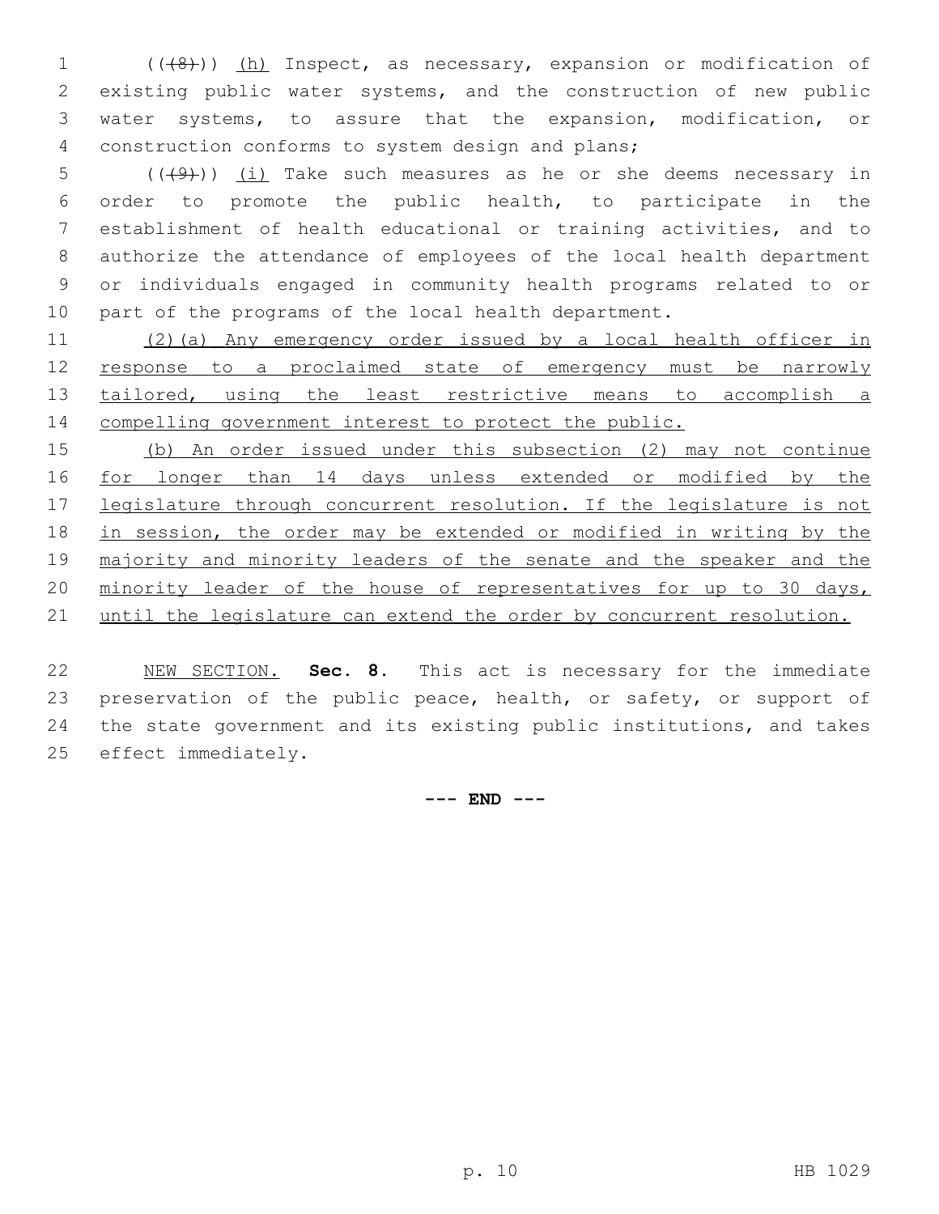(((8))) (h) Inspect, as necessary, expansion or modification of existing public water systems, and the construction of new public water systems, to assure that the expansion, modification, or construction conforms to system design and plans;

(((9))) (i) Take such measures as he or she deems necessary in order to promote the public health, to participate in the establishment of health educational or training activities, and to authorize the attendance of employees of the local health department or individuals engaged in community health programs related to or part of the programs of the local health department.

(2)(a) Any emergency order issued by a local health officer in response to a proclaimed state of emergency must be narrowly tailored, using the least restrictive means to accomplish a compelling government interest to protect the public.

(b) An order issued under this subsection (2) may not continue for longer than 14 days unless extended or modified by the legislature through concurrent resolution. If the legislature is not in session, the order may be extended or modified in writing by the majority and minority leaders of the senate and the speaker and the minority leader of the house of representatives for up to 30 days, until the legislature can extend the order by concurrent resolution.

NEW SECTION. **Sec. 8.** This act is necessary for the immediate preservation of the public peace, health, or safety, or support of the state government and its existing public institutions, and takes effect immediately.

**--- END ---**